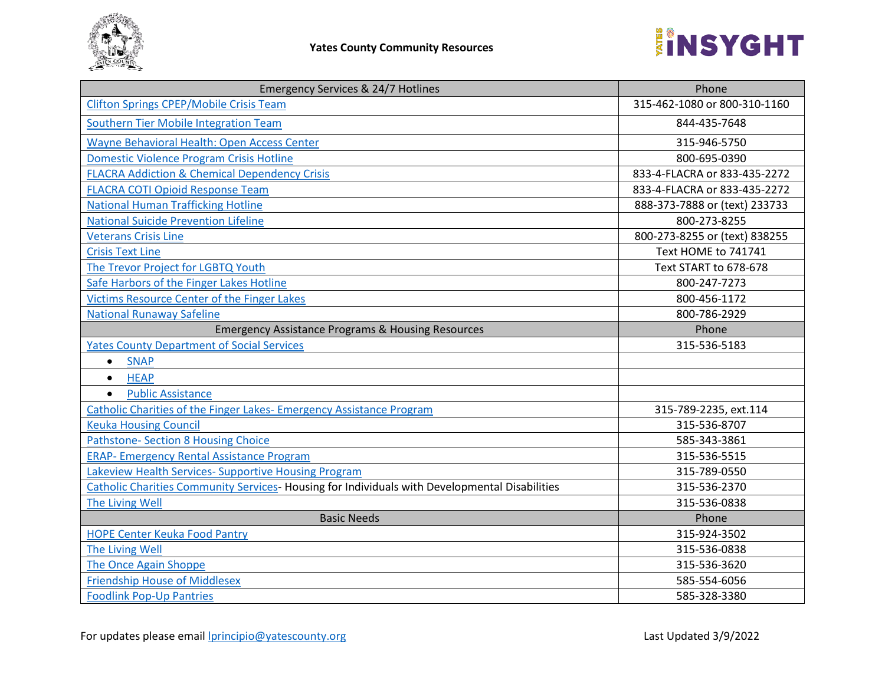# Yates County Community Resources

| Emergency Services & 24/7 Hotlines | Phone |
|---|---|
| Clifton Springs CPEP/Mobile Crisis Team | 315-462-1080 or 800-310-1160 |
| Southern Tier Mobile Integration Team | 844-435-7648 |
| Wayne Behavioral Health: Open Access Center | 315-946-5750 |
| Domestic Violence Program Crisis Hotline | 800-695-0390 |
| FLACRA Addiction & Chemical Dependency Crisis | 833-4-FLACRA or 833-435-2272 |
| FLACRA COTI Opioid Response Team | 833-4-FLACRA or 833-435-2272 |
| National Human Trafficking Hotline | 888-373-7888 or (text) 233733 |
| National Suicide Prevention Lifeline | 800-273-8255 |
| Veterans Crisis Line | 800-273-8255 or (text) 838255 |
| Crisis Text Line | Text HOME to 741741 |
| The Trevor Project for LGBTQ Youth | Text START to 678-678 |
| Safe Harbors of the Finger Lakes Hotline | 800-247-7273 |
| Victims Resource Center of the Finger Lakes | 800-456-1172 |
| National Runaway Safeline | 800-786-2929 |
| **Emergency Assistance Programs & Housing Resources** | **Phone** |
| Yates County Department of Social Services | 315-536-5183 |
| • SNAP | |
| • HEAP | |
| • Public Assistance | |
| Catholic Charities of the Finger Lakes- Emergency Assistance Program | 315-789-2235, ext.114 |
| Keuka Housing Council | 315-536-8707 |
| Pathstone- Section 8 Housing Choice | 585-343-3861 |
| ERAP- Emergency Rental Assistance Program | 315-536-5515 |
| Lakeview Health Services- Supportive Housing Program | 315-789-0550 |
| Catholic Charities Community Services- Housing for Individuals with Developmental Disabilities | 315-536-2370 |
| The Living Well | 315-536-0838 |
| **Basic Needs** | **Phone** |
| HOPE Center Keuka Food Pantry | 315-924-3502 |
| The Living Well | 315-536-0838 |
| The Once Again Shoppe | 315-536-3620 |
| Friendship House of Middlesex | 585-554-6056 |
| Foodlink Pop-Up Pantries | 585-328-3380 |

For updates please email lprincipio@yatescounty.org

Last Updated 3/9/2022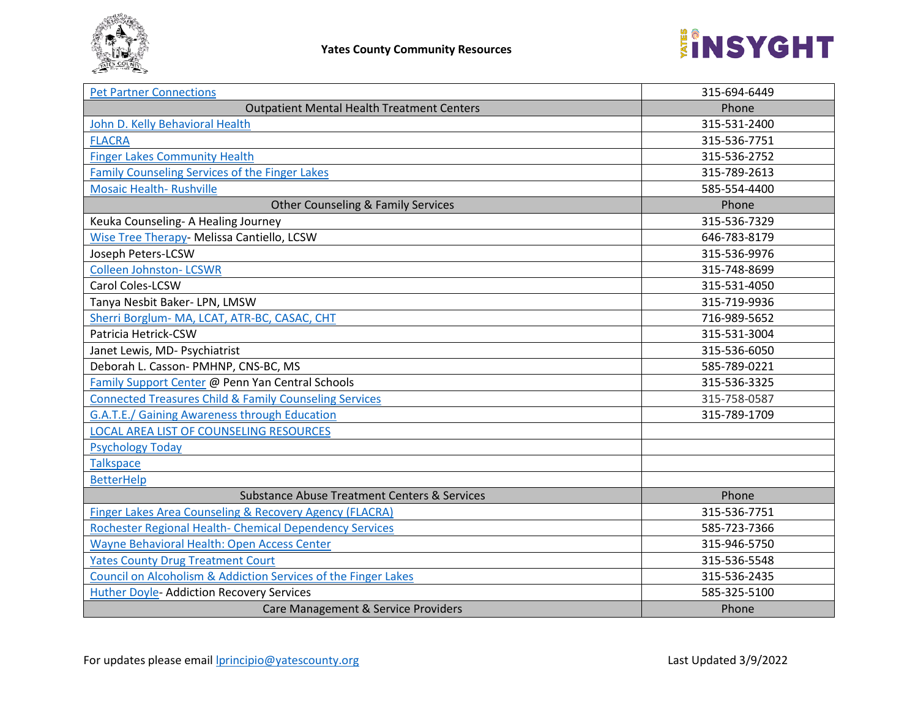| Pet Partner Connections | 315-694-6449 |
|---|---|
| **Outpatient Mental Health Treatment Centers** | **Phone** |
| John D. Kelly Behavioral Health | 315-531-2400 |
| FLACRA | 315-536-7751 |
| Finger Lakes Community Health | 315-536-2752 |
| Family Counseling Services of the Finger Lakes | 315-789-2613 |
| Mosaic Health- Rushville | 585-554-4400 |
| **Other Counseling & Family Services** | **Phone** |
| Keuka Counseling- A Healing Journey | 315-536-7329 |
| Wise Tree Therapy- Melissa Cantiello, LCSW | 646-783-8179 |
| Joseph Peters-LCSW | 315-536-9976 |
| Colleen Johnston- LCSWR | 315-748-8699 |
| Carol Coles-LCSW | 315-531-4050 |
| Tanya Nesbit Baker- LPN, LMSW | 315-719-9936 |
| Sherri Borglum- MA, LCAT, ATR-BC, CASAC, CHT | 716-989-5652 |
| Patricia Hetrick-CSW | 315-531-3004 |
| Janet Lewis, MD- Psychiatrist | 315-536-6050 |
| Deborah L. Casson- PMHNP, CNS-BC, MS | 585-789-0221 |
| Family Support Center @ Penn Yan Central Schools | 315-536-3325 |
| Connected Treasures Child & Family Counseling Services | 315-758-0587 |
| G.A.T.E./ Gaining Awareness through Education | 315-789-1709 |
| LOCAL AREA LIST OF COUNSELING RESOURCES | |
| Psychology Today | |
| Talkspace | |
| BetterHelp | |
| **Substance Abuse Treatment Centers & Services** | **Phone** |
| Finger Lakes Area Counseling & Recovery Agency (FLACRA) | 315-536-7751 |
| Rochester Regional Health- Chemical Dependency Services | 585-723-7366 |
| Wayne Behavioral Health: Open Access Center | 315-946-5750 |
| Yates County Drug Treatment Court | 315-536-5548 |
| Council on Alcoholism & Addiction Services of the Finger Lakes | 315-536-2435 |
| Huther Doyle- Addiction Recovery Services | 585-325-5100 |
| **Care Management & Service Providers** | **Phone** |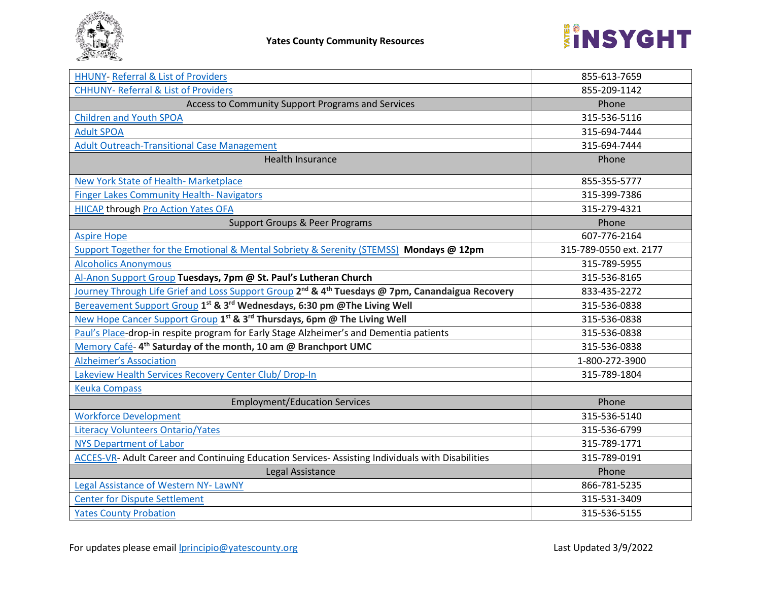| | |
|---|---|
| HHUNY- Referral & List of Providers | 855-613-7659 |
| CHHUNY- Referral & List of Providers | 855-209-1142 |
| Access to Community Support Programs and Services | Phone |
| Children and Youth SPOA | 315-536-5116 |
| Adult SPOA | 315-694-7444 |
| Adult Outreach-Transitional Case Management | 315-694-7444 |
| Health Insurance | Phone |
| New York State of Health- Marketplace | 855-355-5777 |
| Finger Lakes Community Health- Navigators | 315-399-7386 |
| HIICAP through Pro Action Yates OFA | 315-279-4321 |
| Support Groups & Peer Programs | Phone |
| Aspire Hope | 607-776-2164 |
| Support Together for the Emotional & Mental Sobriety & Serenity (STEMSS) **Mondays @ 12pm** | 315-789-0550 ext. 2177 |
| Alcoholics Anonymous | 315-789-5955 |
| Al-Anon Support Group **Tuesdays, 7pm @ St. Paul's Lutheran Church** | 315-536-8165 |
| Journey Through Life Grief and Loss Support Group **2nd & 4th Tuesdays @ 7pm, Canandaigua Recovery** | 833-435-2272 |
| Bereavement Support Group **1st & 3rd Wednesdays, 6:30 pm @The Living Well** | 315-536-0838 |
| New Hope Cancer Support Group **1st & 3rd Thursdays, 6pm @ The Living Well** | 315-536-0838 |
| Paul's Place-drop-in respite program for Early Stage Alzheimer's and Dementia patients | 315-536-0838 |
| Memory Café- **4th Saturday of the month, 10 am @ Branchport UMC** | 315-536-0838 |
| Alzheimer's Association | 1-800-272-3900 |
| Lakeview Health Services Recovery Center Club/ Drop-In | 315-789-1804 |
| Keuka Compass | |
| Employment/Education Services | Phone |
| Workforce Development | 315-536-5140 |
| Literacy Volunteers Ontario/Yates | 315-536-6799 |
| NYS Department of Labor | 315-789-1771 |
| ACCES-VR- Adult Career and Continuing Education Services- Assisting Individuals with Disabilities | 315-789-0191 |
| Legal Assistance | Phone |
| Legal Assistance of Western NY- LawNY | 866-781-5235 |
| Center for Dispute Settlement | 315-531-3409 |
| Yates County Probation | 315-536-5155 |

For updates please email lprincipio@yatescounty.org

Last Updated 3/9/2022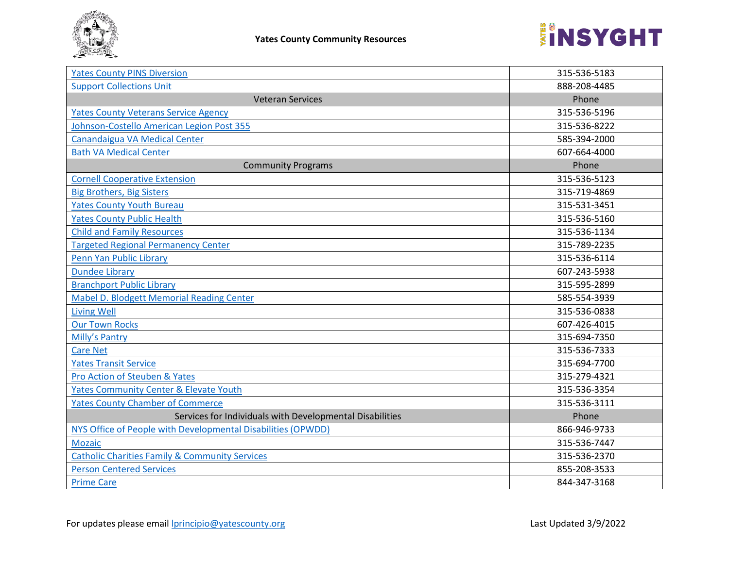| | |
|---|---|
| Yates County PINS Diversion | 315-536-5183 |
| Support Collections Unit | 888-208-4485 |
| Veteran Services | Phone |
| Yates County Veterans Service Agency | 315-536-5196 |
| Johnson-Costello American Legion Post 355 | 315-536-8222 |
| Canandaigua VA Medical Center | 585-394-2000 |
| Bath VA Medical Center | 607-664-4000 |
| Community Programs | Phone |
| Cornell Cooperative Extension | 315-536-5123 |
| Big Brothers, Big Sisters | 315-719-4869 |
| Yates County Youth Bureau | 315-531-3451 |
| Yates County Public Health | 315-536-5160 |
| Child and Family Resources | 315-536-1134 |
| Targeted Regional Permanency Center | 315-789-2235 |
| Penn Yan Public Library | 315-536-6114 |
| Dundee Library | 607-243-5938 |
| Branchport Public Library | 315-595-2899 |
| Mabel D. Blodgett Memorial Reading Center | 585-554-3939 |
| Living Well | 315-536-0838 |
| Our Town Rocks | 607-426-4015 |
| Milly's Pantry | 315-694-7350 |
| Care Net | 315-536-7333 |
| Yates Transit Service | 315-694-7700 |
| Pro Action of Steuben & Yates | 315-279-4321 |
| Yates Community Center & Elevate Youth | 315-536-3354 |
| Yates County Chamber of Commerce | 315-536-3111 |
| Services for Individuals with Developmental Disabilities | Phone |
| NYS Office of People with Developmental Disabilities (OPWDD) | 866-946-9733 |
| Mozaic | 315-536-7447 |
| Catholic Charities Family & Community Services | 315-536-2370 |
| Person Centered Services | 855-208-3533 |
| Prime Care | 844-347-3168 |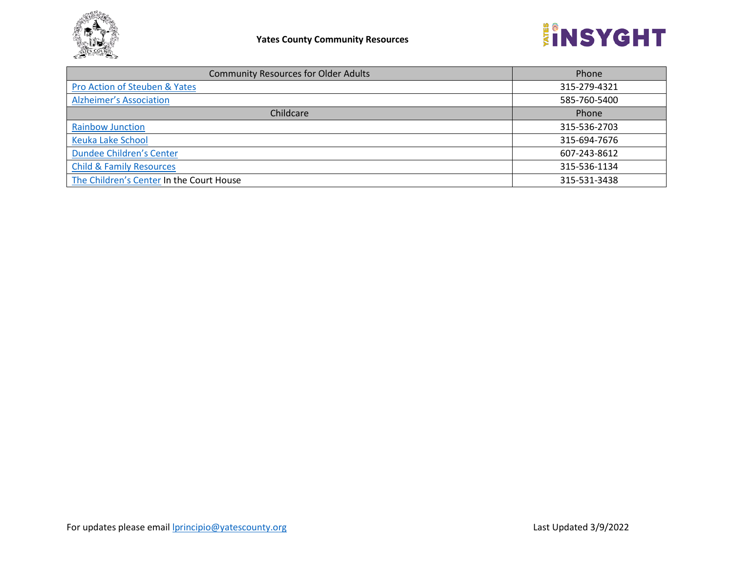**Yates County Community Resources**

| Community Resources for Older Adults | Phone |
|---|---|
| Pro Action of Steuben & Yates | 315-279-4321 |
| Alzheimer's Association | 585-760-5400 |
| **Childcare** | **Phone** |
| Rainbow Junction | 315-536-2703 |
| Keuka Lake School | 315-694-7676 |
| Dundee Children's Center | 607-243-8612 |
| Child & Family Resources | 315-536-1134 |
| The Children's Center In the Court House | 315-531-3438 |

For updates please email lprincipio@yatescounty.org

Last Updated 3/9/2022